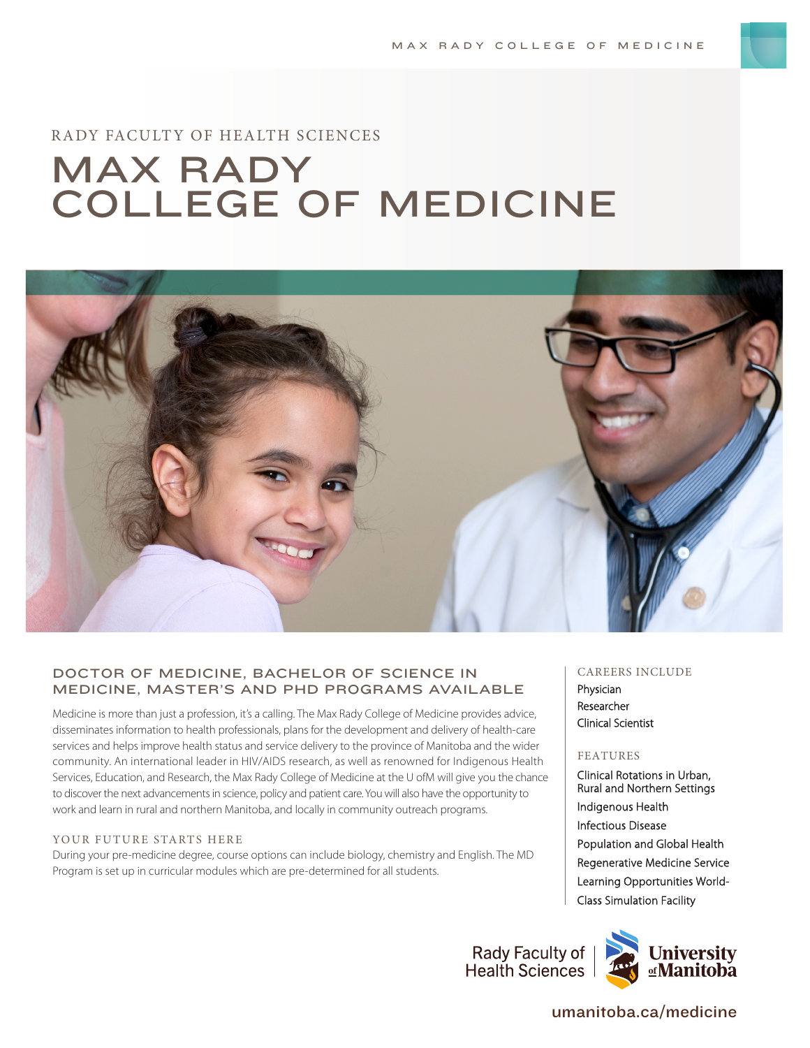MAX RADY COLLEGE OF MEDICINE

RADY FACULTY OF HEALTH SCIENCES

# MAX RADY COLLEGE OF MEDICINE

## DOCTOR OF MEDICINE, BACHELOR OF SCIENCE IN MEDICINE, MASTER'S AND PHD PROGRAMS AVAILABLE

Medicine is more than just a profession, it's a calling. The Max Rady College of Medicine provides advice, disseminates information to health professionals, plans for the development and delivery of health-care services and helps improve health status and service delivery to the province of Manitoba and the wider community. An international leader in HIV/AIDS research, as well as renowned for Indigenous Health Services, Education, and Research, the Max Rady College of Medicine at the U ofM will give you the chance to discover the next advancements in science, policy and patient care. You will also have the opportunity to work and learn in rural and northern Manitoba, and locally in community outreach programs.

### YOUR FUTURE STARTS HERE

During your pre-medicine degree, course options can include biology, chemistry and English. The MD Program is set up in curricular modules which are pre-determined for all students.

### CAREERS INCLUDE

- Physician
- Researcher
- Clinical Scientist

### FEATURES

- Clinical Rotations in Urban, Rural and Northern Settings
- Indigenous Health
- Infectious Disease
- Population and Global Health
- Regenerative Medicine Service
- Learning Opportunities World-Class Simulation Facility

Rady Faculty of Health Sciences | University of Manitoba

umanitoba.ca/medicine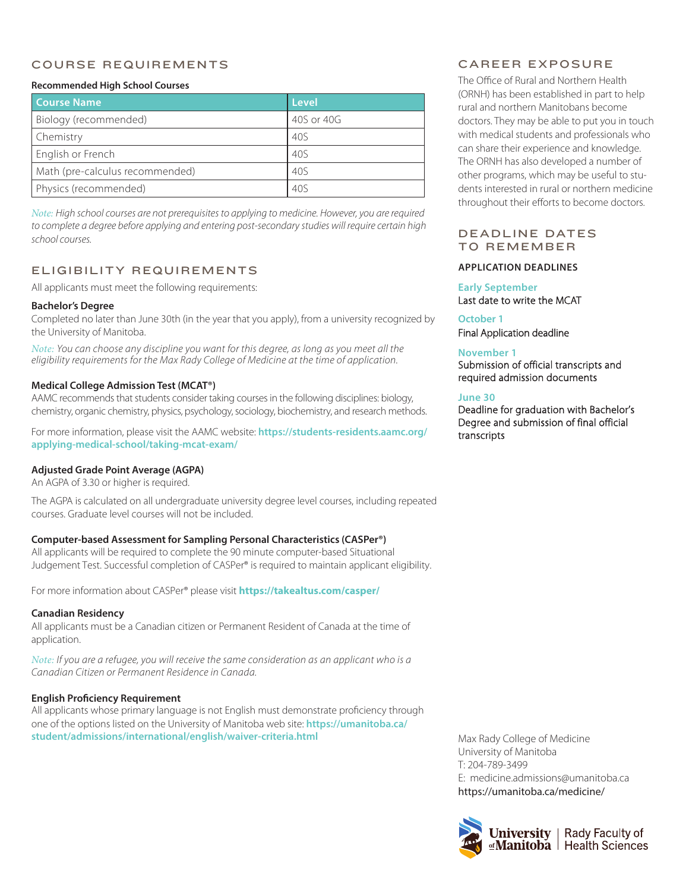## COURSE REQUIREMENTS

**Recommended High School Courses**

| Course Name | Level |
|---|---|
| Biology (recommended) | 40S or 40G |
| Chemistry | 40S |
| English or French | 40S |
| Math (pre-calculus recommended) | 40S |
| Physics (recommended) | 40S |

*Note: High school courses are not prerequisites to applying to medicine. However, you are required to complete a degree before applying and entering post-secondary studies will require certain high school courses.*

## ELIGIBILITY REQUIREMENTS

All applicants must meet the following requirements:

**Bachelor's Degree**

Completed no later than June 30th (in the year that you apply), from a university recognized by the University of Manitoba.

*Note: You can choose any discipline you want for this degree, as long as you meet all the eligibility requirements for the Max Rady College of Medicine at the time of application.*

**Medical College Admission Test (MCAT®)**

AAMC recommends that students consider taking courses in the following disciplines: biology, chemistry, organic chemistry, physics, psychology, sociology, biochemistry, and research methods.

For more information, please visit the AAMC website: **https://students-residents.aamc.org/applying-medical-school/taking-mcat-exam/**

**Adjusted Grade Point Average (AGPA)**

An AGPA of 3.30 or higher is required.

The AGPA is calculated on all undergraduate university degree level courses, including repeated courses. Graduate level courses will not be included.

**Computer-based Assessment for Sampling Personal Characteristics (CASPer®)**

All applicants will be required to complete the 90 minute computer-based Situational Judgement Test. Successful completion of CASPer® is required to maintain applicant eligibility.

For more information about CASPer® please visit **https://takealtus.com/casper/**

**Canadian Residency**

All applicants must be a Canadian citizen or Permanent Resident of Canada at the time of application.

*Note: If you are a refugee, you will receive the same consideration as an applicant who is a Canadian Citizen or Permanent Residence in Canada.*

**English Proficiency Requirement**

All applicants whose primary language is not English must demonstrate proficiency through one of the options listed on the University of Manitoba web site: **https://umanitoba.ca/student/admissions/international/english/waiver-criteria.html**

## CAREER EXPOSURE

The Office of Rural and Northern Health (ORNH) has been established in part to help rural and northern Manitobans become doctors. They may be able to put you in touch with medical students and professionals who can share their experience and knowledge. The ORNH has also developed a number of other programs, which may be useful to students interested in rural or northern medicine throughout their efforts to become doctors.

## DEADLINE DATES TO REMEMBER

**APPLICATION DEADLINES**

**Early September**
Last date to write the MCAT

**October 1**
Final Application deadline

**November 1**
Submission of official transcripts and required admission documents

**June 30**
Deadline for graduation with Bachelor's Degree and submission of final official transcripts

Max Rady College of Medicine
University of Manitoba
T: 204-789-3499
E: medicine.admissions@umanitoba.ca
https://umanitoba.ca/medicine/

University of Manitoba | Rady Faculty of Health Sciences